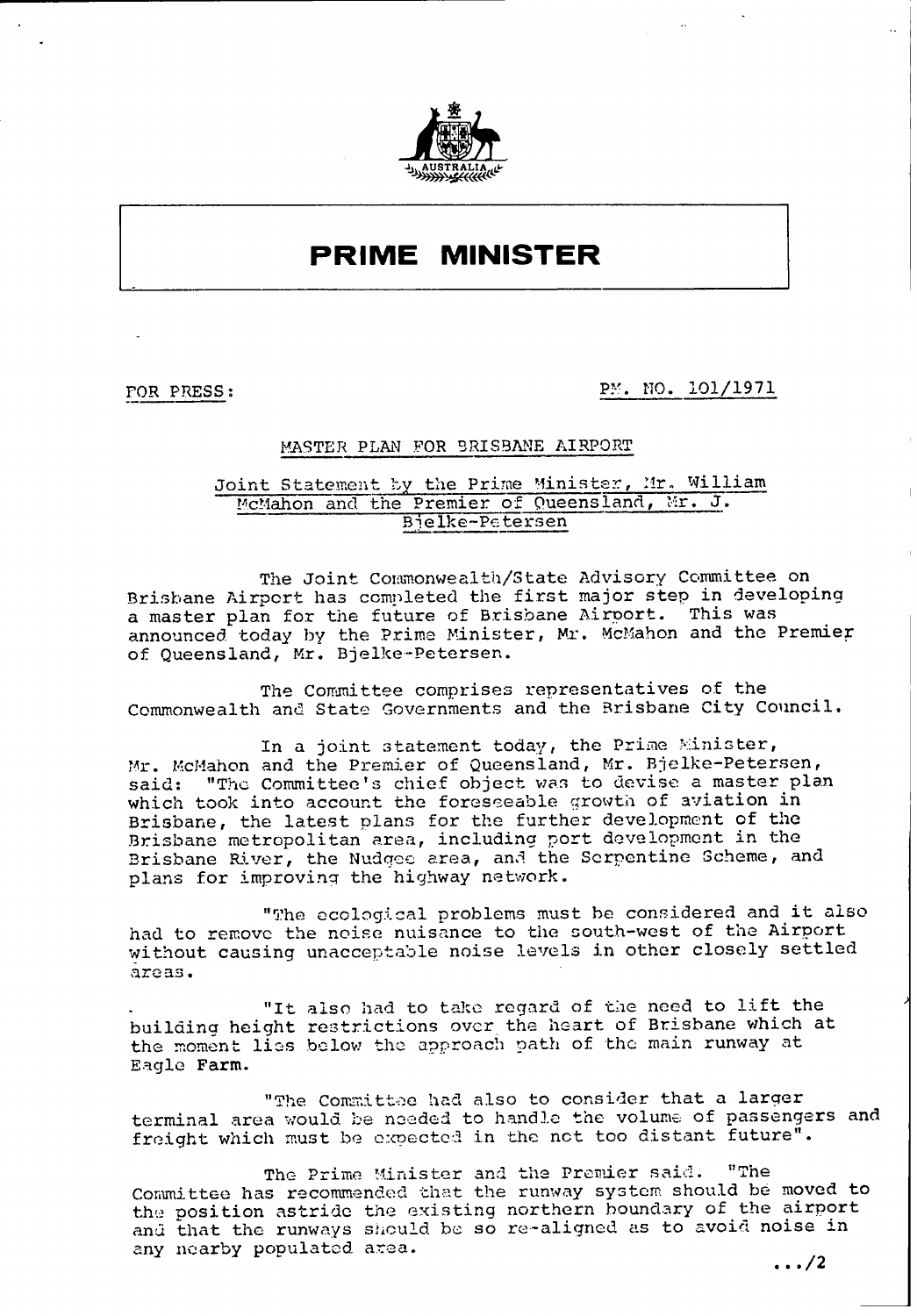# PRIME MINISTER

FOR PRESS: PM. NO. 101/1971

## MASTER PLAN FOR BRISBANE AIRPORT

### Joint Statement by the Prime Minister, Mr. William McMahon and the Premier of Queensland, Mr. J. Bjelke-Petersen

The Joint Commonwealth/State Advisory Committee on Brisbane Airport has completed the first major step in developing a master plan for the future of Brisbane Airport. This was announced today by the Prime Minister, Mr. McMahon and the Premier of Queensland, Mr. Bjelke-Petersen.

The Committee comprises representatives of the Commonwealth and State Governments and the Brisbane City Council.

In a joint statement today, the Prime Minister, Mr. McMahon and the Premier of Queensland, Mr. Bjelke-Petersen, said: "The Committee's chief object was to devise a master plan which took into account the foreseeable growth of aviation in Brisbane, the latest plans for the further development of the Brisbane metropolitan area, including port development in the Brisbane River, the Nudgee area, and the Serpentine Scheme, and plans for improving the highway network.

"The ecological problems must be considered and it also had to remove the noise nuisance to the south-west of the Airport without causing unacceptable noise levels in other closely settled areas.

"It also had to take regard of the need to lift the building height restrictions over the heart of Brisbane which at the moment lies below the approach path of the main runway at Eagle Farm.

"The Committee had also to consider that a larger terminal area would be needed to handle the volume of passengers and freight which must be expected in the not too distant future".

The Prime Minister and the Premier said. "The Committee has recommended that the runway system should be moved to the position astride the existing northern boundary of the airport and that the runways should be so re-aligned as to avoid noise in any nearby populated area.

.../2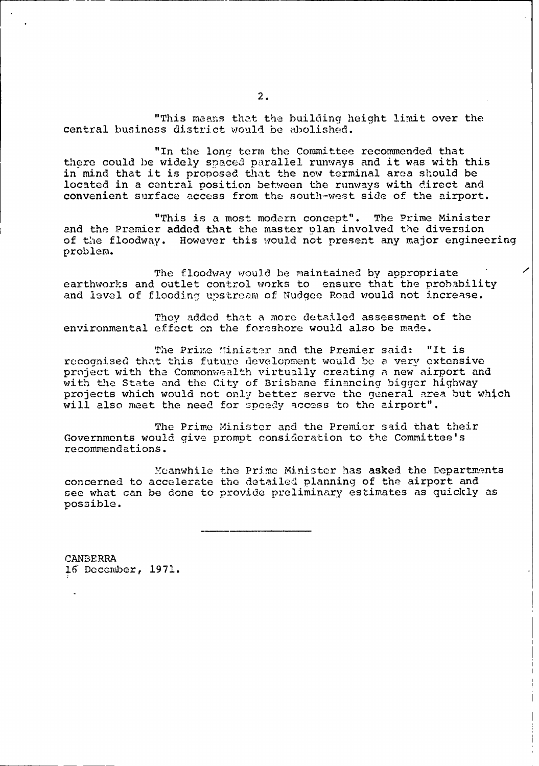"This means that the building height limit over the central business district would be abolished.

"In the long term the Committee recommended that there could be widely spaced parallel runways and it was with this in mind that it is proposed that the new terminal area should be located in a central position between the runways with direct and convenient surface access from the south-west side of the airport.

"This is a most modern concept". The Prime Minister and the Premier added that the master plan involved the diversion of the floodway. However this would not present any major engineering problem.

The floodway would be maintained by appropriate earthworks and outlet control works to ensure that the probability and level of flooding upstream of Nudgee Road would not increase.

They added that a more detailed assessment of the environmental effect on the foreshore would also be made.

The Prime Minister and the Premier said: "It is recognised that this future development would be a very extensive project with the Commonwealth virtually creating a new airport and with the State and the City of Brisbane financing bigger highway projects which would not only better serve the general area but which will also meet the need for speedy access to the airport".

The Prime Minister and the Premier said that their Governments would give prompt consideration to the Committee's recommendations.

Meanwhile the Prime Minister has asked the Departments concerned to accelerate the detailed planning of the airport and see what can be done to provide preliminary estimates as quickly as possible.

---

CANBERRA
16 December, 1971.